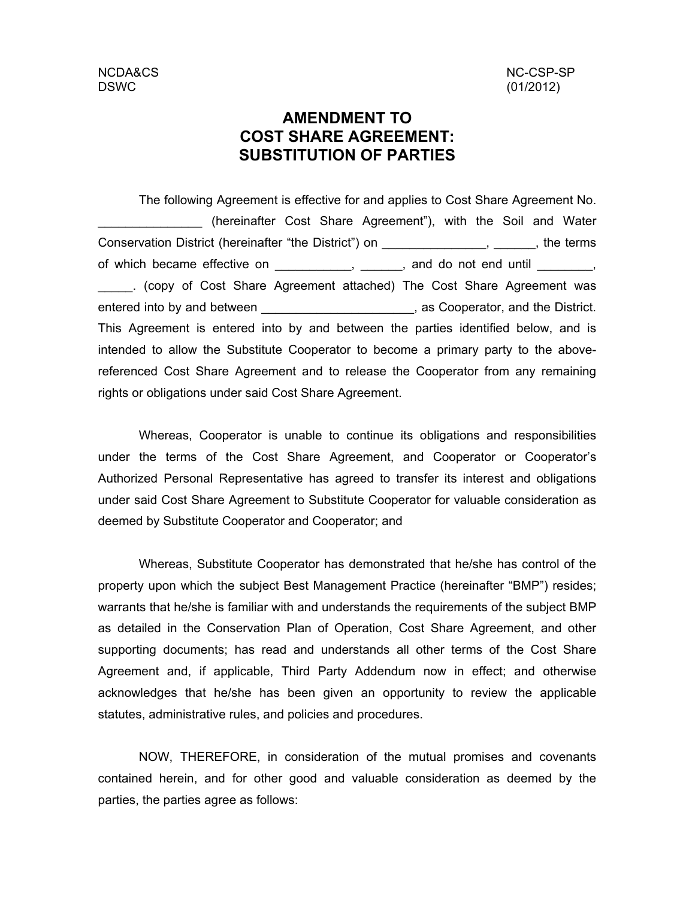NCDA&CS NC-CSP-SP
DSWC (01/2012)

# AMENDMENT TO COST SHARE AGREEMENT: SUBSTITUTION OF PARTIES

The following Agreement is effective for and applies to Cost Share Agreement No. _______________ (hereinafter Cost Share Agreement"), with the Soil and Water Conservation District (hereinafter "the District") on _______________, ______, the terms of which became effective on ___________, ______, and do not end until ________, _____. (copy of Cost Share Agreement attached) The Cost Share Agreement was entered into by and between ______________________, as Cooperator, and the District. This Agreement is entered into by and between the parties identified below, and is intended to allow the Substitute Cooperator to become a primary party to the above-referenced Cost Share Agreement and to release the Cooperator from any remaining rights or obligations under said Cost Share Agreement.

Whereas, Cooperator is unable to continue its obligations and responsibilities under the terms of the Cost Share Agreement, and Cooperator or Cooperator's Authorized Personal Representative has agreed to transfer its interest and obligations under said Cost Share Agreement to Substitute Cooperator for valuable consideration as deemed by Substitute Cooperator and Cooperator; and

Whereas, Substitute Cooperator has demonstrated that he/she has control of the property upon which the subject Best Management Practice (hereinafter "BMP") resides; warrants that he/she is familiar with and understands the requirements of the subject BMP as detailed in the Conservation Plan of Operation, Cost Share Agreement, and other supporting documents; has read and understands all other terms of the Cost Share Agreement and, if applicable, Third Party Addendum now in effect; and otherwise acknowledges that he/she has been given an opportunity to review the applicable statutes, administrative rules, and policies and procedures.

NOW, THEREFORE, in consideration of the mutual promises and covenants contained herein, and for other good and valuable consideration as deemed by the parties, the parties agree as follows: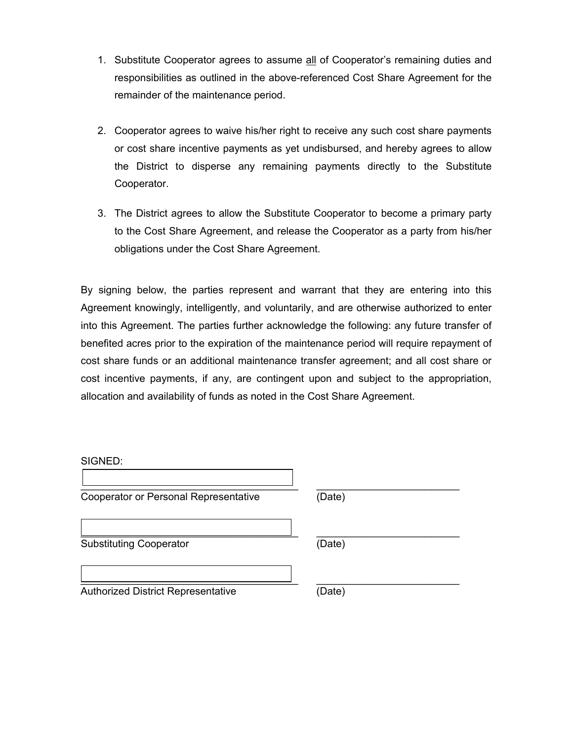1. Substitute Cooperator agrees to assume all of Cooperator's remaining duties and responsibilities as outlined in the above-referenced Cost Share Agreement for the remainder of the maintenance period.

2. Cooperator agrees to waive his/her right to receive any such cost share payments or cost share incentive payments as yet undisbursed, and hereby agrees to allow the District to disperse any remaining payments directly to the Substitute Cooperator.

3. The District agrees to allow the Substitute Cooperator to become a primary party to the Cost Share Agreement, and release the Cooperator as a party from his/her obligations under the Cost Share Agreement.

By signing below, the parties represent and warrant that they are entering into this Agreement knowingly, intelligently, and voluntarily, and are otherwise authorized to enter into this Agreement. The parties further acknowledge the following: any future transfer of benefited acres prior to the expiration of the maintenance period will require repayment of cost share funds or an additional maintenance transfer agreement; and all cost share or cost incentive payments, if any, are contingent upon and subject to the appropriation, allocation and availability of funds as noted in the Cost Share Agreement.

SIGNED:

______________________________ ______________________

Cooperator or Personal Representative (Date)

______________________________ ______________________

Substituting Cooperator (Date)

______________________________ ______________________

Authorized District Representative (Date)